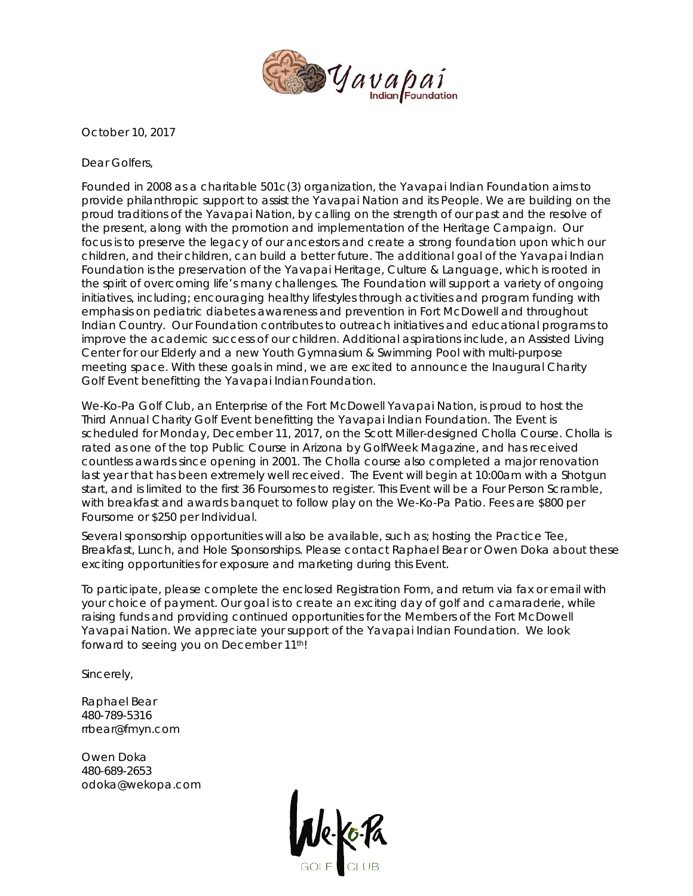October 10, 2017

Dear Golfers,

Founded in 2008 as a charitable 501c(3) organization, the Yavapai Indian Foundation aims to provide philanthropic support to assist the Yavapai Nation and its People. We are building on the proud traditions of the Yavapai Nation, by calling on the strength of our past and the resolve of the present, along with the promotion and implementation of the Heritage Campaign. Our focus is to preserve the legacy of our ancestors and create a strong foundation upon which our children, and their children, can build a better future. The additional goal of the Yavapai Indian Foundation is the preservation of the Yavapai Heritage, Culture & Language, which is rooted in the spirit of overcoming life's many challenges. The Foundation will support a variety of ongoing initiatives, including; encouraging healthy lifestyles through activities and program funding with emphasis on pediatric diabetes awareness and prevention in Fort McDowell and throughout Indian Country. Our Foundation contributes to outreach initiatives and educational programs to improve the academic success of our children. Additional aspirations include, an Assisted Living Center for our Elderly and a new Youth Gymnasium & Swimming Pool with multi-purpose meeting space. With these goals in mind, we are excited to announce the Inaugural Charity Golf Event benefitting the Yavapai Indian Foundation.

We-Ko-Pa Golf Club, an Enterprise of the Fort McDowell Yavapai Nation, is proud to host the Third Annual Charity Golf Event benefitting the Yavapai Indian Foundation. The Event is scheduled for Monday, December 11, 2017, on the Scott Miller-designed Cholla Course. Cholla is rated as one of the top Public Course in Arizona by GolfWeek Magazine, and has received countless awards since opening in 2001. The Cholla course also completed a major renovation last year that has been extremely well received. The Event will begin at 10:00am with a Shotgun start, and is limited to the first 36 Foursomes to register. This Event will be a Four Person Scramble, with breakfast and awards banquet to follow play on the We-Ko-Pa Patio. Fees are $800 per Foursome or $250 per Individual.

Several sponsorship opportunities will also be available, such as; hosting the Practice Tee, Breakfast, Lunch, and Hole Sponsorships. Please contact Raphael Bear or Owen Doka about these exciting opportunities for exposure and marketing during this Event.

To participate, please complete the enclosed Registration Form, and return via fax or email with your choice of payment. Our goal is to create an exciting day of golf and camaraderie, while raising funds and providing continued opportunities for the Members of the Fort McDowell Yavapai Nation. We appreciate your support of the Yavapai Indian Foundation. We look forward to seeing you on December 11th!

Sincerely,

Raphael Bear
480-789-5316
rrbear@fmyn.com

Owen Doka
480-689-2653
odoka@wekopa.com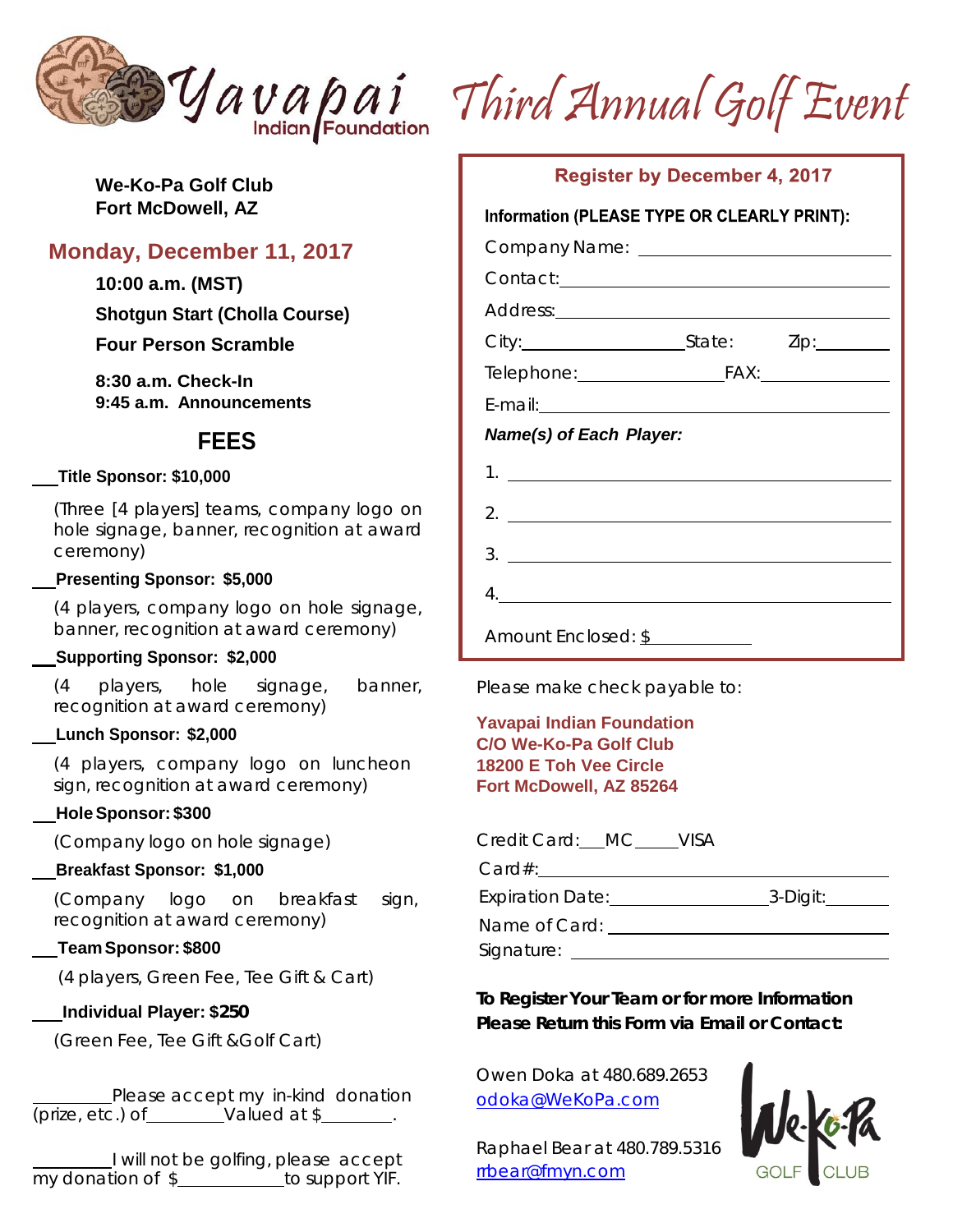# Yavapai Indian Foundation Third Annual Golf Event

**We-Ko-Pa Golf Club**
**Fort McDowell, AZ**

## Monday, December 11, 2017

**10:00 a.m. (MST)**

**Shotgun Start (Cholla Course)**

**Four Person Scramble**

**8:30 a.m. Check-In**
**9:45 a.m. Announcements**

## FEES

___ **Title Sponsor: $10,000**

(Three [4 players] teams, company logo on hole signage, banner, recognition at award ceremony)

___ **Presenting Sponsor: $5,000**

(4 players, company logo on hole signage, banner, recognition at award ceremony)

___ **Supporting Sponsor: $2,000**

(4 players, hole signage, banner, recognition at award ceremony)

___ **Lunch Sponsor: $2,000**

(4 players, company logo on luncheon sign, recognition at award ceremony)

___ **Hole Sponsor: $300**

(Company logo on hole signage)

___ **Breakfast Sponsor: $1,000**

(Company logo on breakfast sign, recognition at award ceremony)

___ **Team Sponsor: $800**

(4 players, Green Fee, Tee Gift & Cart)

___ **Individual Player: $250**

(Green Fee, Tee Gift &Golf Cart)

________ Please accept my in-kind donation (prize, etc.) of________ Valued at $_______.

________ I will not be golfing, please accept my donation of $__________ to support YIF.

---

**Register by December 4, 2017**

**Information (PLEASE TYPE OR CLEARLY PRINT):**

Company Name: ______________________

Contact: ______________________

Address: ______________________

City: ______________ State: ______ Zip: ________

Telephone: ______________ FAX: ______________

E-mail: ______________________

***Name(s) of Each Player:***

1. ______________________
2. ______________________
3. ______________________
4. ______________________

Amount Enclosed: $__________

Please make check payable to:

**Yavapai Indian Foundation**
**C/O We-Ko-Pa Golf Club**
**18200 E Toh Vee Circle**
**Fort McDowell, AZ 85264**

Credit Card: ___MC _____VISA

Card#: ______________________

Expiration Date: ______________ 3-Digit: _______

Name of Card: ______________________

Signature: ______________________

**To Register Your Team or for more Information Please Return this Form via Email or Contact:**

Owen Doka at 480.689.2653
odoka@WeKoPa.com

Raphael Bear at 480.789.5316
rrbear@fmyn.com

We-Ko-Pa GOLF CLUB